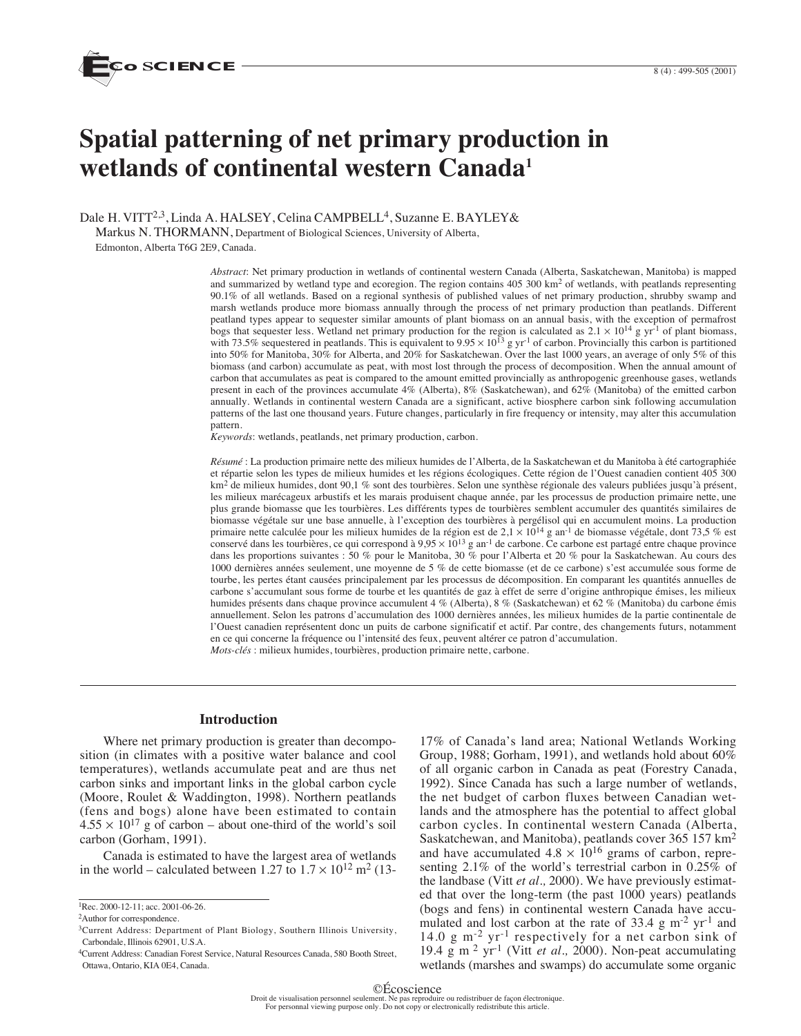# Spatial patterning of net primary production in wetlands of continental western Canada[1]

Dale H. VITT[2,3], Linda A. HALSEY, Celina CAMPBELL[4], Suzanne E. BAYLEY & Markus N. THORMANN, Department of Biological Sciences, University of Alberta, Edmonton, Alberta T6G 2E9, Canada.

*Abstract*: Net primary production in wetlands of continental western Canada (Alberta, Saskatchewan, Manitoba) is mapped and summarized by wetland type and ecoregion. The region contains 405 300 km$^2$ of wetlands, with peatlands representing 90.1% of all wetlands. Based on a regional synthesis of published values of net primary production, shrubby swamp and marsh wetlands produce more biomass annually through the process of net primary production than peatlands. Different peatland types appear to sequester similar amounts of plant biomass on an annual basis, with the exception of permafrost bogs that sequester less. Wetland net primary production for the region is calculated as $2.1 \times 10^{14}$ g yr$^{-1}$ of plant biomass, with 73.5% sequestered in peatlands. This is equivalent to $9.95 \times 10^{13}$ g yr$^{-1}$ of carbon. Provincially this carbon is partitioned into 50% for Manitoba, 30% for Alberta, and 20% for Saskatchewan. Over the last 1000 years, an average of only 5% of this biomass (and carbon) accumulate as peat, with most lost through the process of decomposition. When the annual amount of carbon that accumulates as peat is compared to the amount emitted provincially as anthropogenic greenhouse gases, wetlands present in each of the provinces accumulate 4% (Alberta), 8% (Saskatchewan), and 62% (Manitoba) of the emitted carbon annually. Wetlands in continental western Canada are a significant, active biosphere carbon sink following accumulation patterns of the last one thousand years. Future changes, particularly in fire frequency or intensity, may alter this accumulation pattern.
*Keywords*: wetlands, peatlands, net primary production, carbon.

*Résumé* : La production primaire nette des milieux humides de l'Alberta, de la Saskatchewan et du Manitoba à été cartographiée et répartie selon les types de milieux humides et les régions écologiques. Cette région de l'Ouest canadien contient 405 300 km$^2$ de milieux humides, dont 90,1 % sont des tourbières. Selon une synthèse régionale des valeurs publiées jusqu'à présent, les milieux marécageux arbustifs et les marais produisent chaque année, par les processus de production primaire nette, une plus grande biomasse que les tourbières. Les différents types de tourbières semblent accumuler des quantités similaires de biomasse végétale sur une base annuelle, à l'exception des tourbières à pergélisol qui en accumulent moins. La production primaire nette calculée pour les milieux humides de la région est de $2,1 \times 10^{14}$ g an$^{-1}$ de biomasse végétale, dont 73,5 % est conservé dans les tourbières, ce qui correspond à $9,95 \times 10^{13}$ g an$^{-1}$ de carbone. Ce carbone est partagé entre chaque province dans les proportions suivantes : 50 % pour le Manitoba, 30 % pour l'Alberta et 20 % pour la Saskatchewan. Au cours des 1000 dernières années seulement, une moyenne de 5 % de cette biomasse (et de ce carbone) s'est accumulée sous forme de tourbe, les pertes étant causées principalement par les processus de décomposition. En comparant les quantités annuelles de carbone s'accumulant sous forme de tourbe et les quantités de gaz à effet de serre d'origine anthropique émises, les milieux humides présents dans chaque province accumulent 4 % (Alberta), 8 % (Saskatchewan) et 62 % (Manitoba) du carbone émis annuellement. Selon les patrons d'accumulation des 1000 dernières années, les milieux humides de la partie continentale de l'Ouest canadien représentent donc un puits de carbone significatif et actif. Par contre, des changements futurs, notamment en ce qui concerne la fréquence ou l'intensité des feux, peuvent altérer ce patron d'accumulation.
*Mots-clés* : milieux humides, tourbières, production primaire nette, carbone.

## Introduction

Where net primary production is greater than decomposition (in climates with a positive water balance and cool temperatures), wetlands accumulate peat and are thus net carbon sinks and important links in the global carbon cycle (Moore, Roulet & Waddington, 1998). Northern peatlands (fens and bogs) alone have been estimated to contain $4.55 \times 10^{17}$ g of carbon – about one-third of the world's soil carbon (Gorham, 1991).

Canada is estimated to have the largest area of wetlands in the world – calculated between 1.27 to $1.7 \times 10^{12}$ m$^2$ (13-17% of Canada's land area; National Wetlands Working Group, 1988; Gorham, 1991), and wetlands hold about 60% of all organic carbon in Canada as peat (Forestry Canada, 1992). Since Canada has such a large number of wetlands, the net budget of carbon fluxes between Canadian wetlands and the atmosphere has the potential to affect global carbon cycles. In continental western Canada (Alberta, Saskatchewan, and Manitoba), peatlands cover 365 157 km$^2$ and have accumulated $4.8 \times 10^{16}$ grams of carbon, representing 2.1% of the world's terrestrial carbon in 0.25% of the landbase (Vitt *et al.,* 2000). We have previously estimated that over the long-term (the past 1000 years) peatlands (bogs and fens) in continental western Canada have accumulated and lost carbon at the rate of 33.4 g m$^{-2}$ yr$^{-1}$ and 14.0 g m$^{-2}$ yr$^{-1}$ respectively for a net carbon sink of 19.4 g m$^{-2}$ yr$^{-1}$ (Vitt *et al.,* 2000). Non-peat accumulating wetlands (marshes and swamps) do accumulate some organic

[1]Rec. 2000-12-11; acc. 2001-06-26.
[2]Author for correspondence.
[3]Current Address: Department of Plant Biology, Southern Illinois University, Carbondale, Illinois 62901, U.S.A.
[4]Current Address: Canadian Forest Service, Natural Resources Canada, 580 Booth Street, Ottawa, Ontario, KIA 0E4, Canada.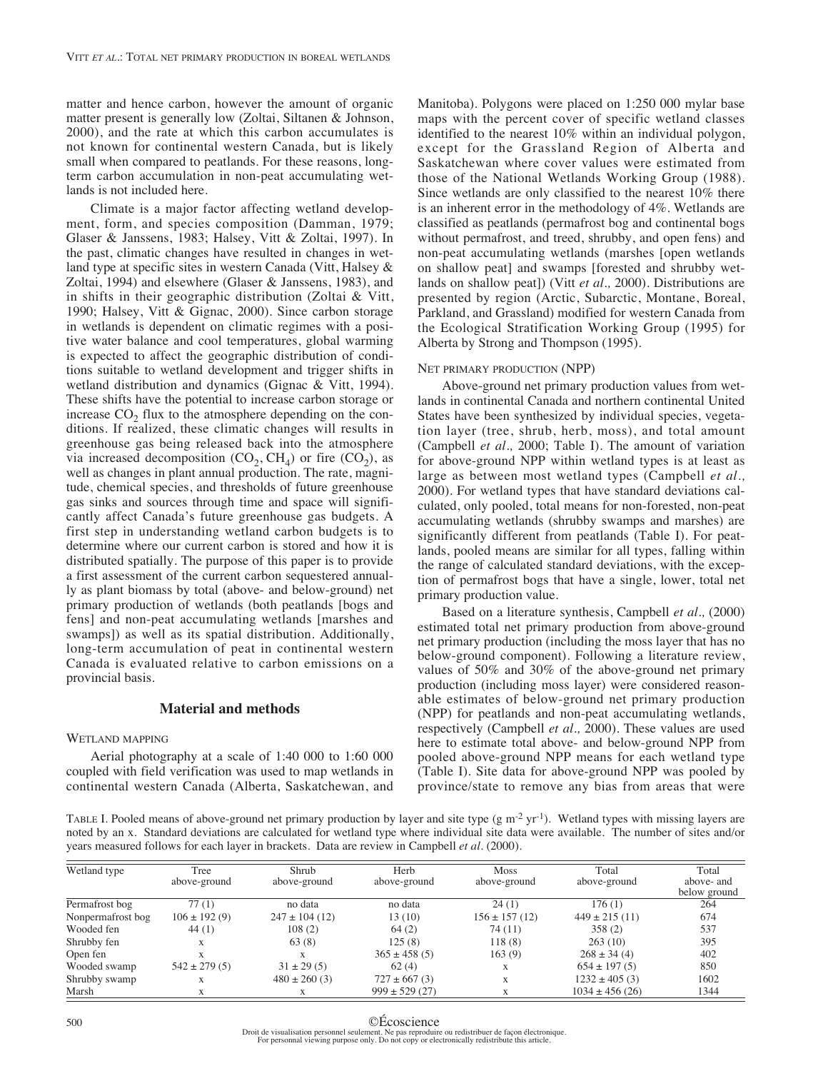matter and hence carbon, however the amount of organic matter present is generally low (Zoltai, Siltanen & Johnson, 2000), and the rate at which this carbon accumulates is not known for continental western Canada, but is likely small when compared to peatlands. For these reasons, long-term carbon accumulation in non-peat accumulating wetlands is not included here.

Climate is a major factor affecting wetland development, form, and species composition (Damman, 1979; Glaser & Janssens, 1983; Halsey, Vitt & Zoltai, 1997). In the past, climatic changes have resulted in changes in wetland type at specific sites in western Canada (Vitt, Halsey & Zoltai, 1994) and elsewhere (Glaser & Janssens, 1983), and in shifts in their geographic distribution (Zoltai & Vitt, 1990; Halsey, Vitt & Gignac, 2000). Since carbon storage in wetlands is dependent on climatic regimes with a positive water balance and cool temperatures, global warming is expected to affect the geographic distribution of conditions suitable to wetland development and trigger shifts in wetland distribution and dynamics (Gignac & Vitt, 1994). These shifts have the potential to increase carbon storage or increase $CO_2$ flux to the atmosphere depending on the conditions. If realized, these climatic changes will results in greenhouse gas being released back into the atmosphere via increased decomposition ($CO_2$, $CH_4$) or fire ($CO_2$), as well as changes in plant annual production. The rate, magnitude, chemical species, and thresholds of future greenhouse gas sinks and sources through time and space will significantly affect Canada's future greenhouse gas budgets. A first step in understanding wetland carbon budgets is to determine where our current carbon is stored and how it is distributed spatially. The purpose of this paper is to provide a first assessment of the current carbon sequestered annually as plant biomass by total (above- and below-ground) net primary production of wetlands (both peatlands [bogs and fens] and non-peat accumulating wetlands [marshes and swamps]) as well as its spatial distribution. Additionally, long-term accumulation of peat in continental western Canada is evaluated relative to carbon emissions on a provincial basis.

## Material and methods

### Wetland mapping

Aerial photography at a scale of 1:40 000 to 1:60 000 coupled with field verification was used to map wetlands in continental western Canada (Alberta, Saskatchewan, and Manitoba). Polygons were placed on 1:250 000 mylar base maps with the percent cover of specific wetland classes identified to the nearest 10% within an individual polygon, except for the Grassland Region of Alberta and Saskatchewan where cover values were estimated from those of the National Wetlands Working Group (1988). Since wetlands are only classified to the nearest 10% there is an inherent error in the methodology of 4%. Wetlands are classified as peatlands (permafrost bog and continental bogs without permafrost, and treed, shrubby, and open fens) and non-peat accumulating wetlands (marshes [open wetlands on shallow peat] and swamps [forested and shrubby wetlands on shallow peat]) (Vitt *et al.,* 2000). Distributions are presented by region (Arctic, Subarctic, Montane, Boreal, Parkland, and Grassland) modified for western Canada from the Ecological Stratification Working Group (1995) for Alberta by Strong and Thompson (1995).

### Net primary production (NPP)

Above-ground net primary production values from wetlands in continental Canada and northern continental United States have been synthesized by individual species, vegetation layer (tree, shrub, herb, moss), and total amount (Campbell *et al.,* 2000; Table I). The amount of variation for above-ground NPP within wetland types is at least as large as between most wetland types (Campbell *et al.,* 2000). For wetland types that have standard deviations calculated, only pooled, total means for non-forested, non-peat accumulating wetlands (shrubby swamps and marshes) are significantly different from peatlands (Table I). For peatlands, pooled means are similar for all types, falling within the range of calculated standard deviations, with the exception of permafrost bogs that have a single, lower, total net primary production value.

Based on a literature synthesis, Campbell *et al.,* (2000) estimated total net primary production from above-ground net primary production (including the moss layer that has no below-ground component). Following a literature review, values of 50% and 30% of the above-ground net primary production (including moss layer) were considered reasonable estimates of below-ground net primary production (NPP) for peatlands and non-peat accumulating wetlands, respectively (Campbell *et al.,* 2000). These values are used here to estimate total above- and below-ground NPP from pooled above-ground NPP means for each wetland type (Table I). Site data for above-ground NPP was pooled by province/state to remove any bias from areas that were

TABLE I. Pooled means of above-ground net primary production by layer and site type (g $m^{-2}$ $yr^{-1}$). Wetland types with missing layers are noted by an x. Standard deviations are calculated for wetland type where individual site data were available. The number of sites and/or years measured follows for each layer in brackets. Data are review in Campbell *et al.* (2000).

| Wetland type | Tree above-ground | Shrub above-ground | Herb above-ground | Moss above-ground | Total above-ground | Total above- and below ground |
|---|---|---|---|---|---|---|
| Permafrost bog | 77 (1) | no data | no data | 24 (1) | 176 (1) | 264 |
| Nonpermafrost bog | 106 ± 192 (9) | 247 ± 104 (12) | 13 (10) | 156 ± 157 (12) | 449 ± 215 (11) | 674 |
| Wooded fen | 44 (1) | 108 (2) | 64 (2) | 74 (11) | 358 (2) | 537 |
| Shrubby fen | x | 63 (8) | 125 (8) | 118 (8) | 263 (10) | 395 |
| Open fen | x | x | 365 ± 458 (5) | 163 (9) | 268 ± 34 (4) | 402 |
| Wooded swamp | 542 ± 279 (5) | 31 ± 29 (5) | 62 (4) | x | 654 ± 197 (5) | 850 |
| Shrubby swamp | x | 480 ± 260 (3) | 727 ± 667 (3) | x | 1232 ± 405 (3) | 1602 |
| Marsh | x | x | 999 ± 529 (27) | x | 1034 ± 456 (26) | 1344 |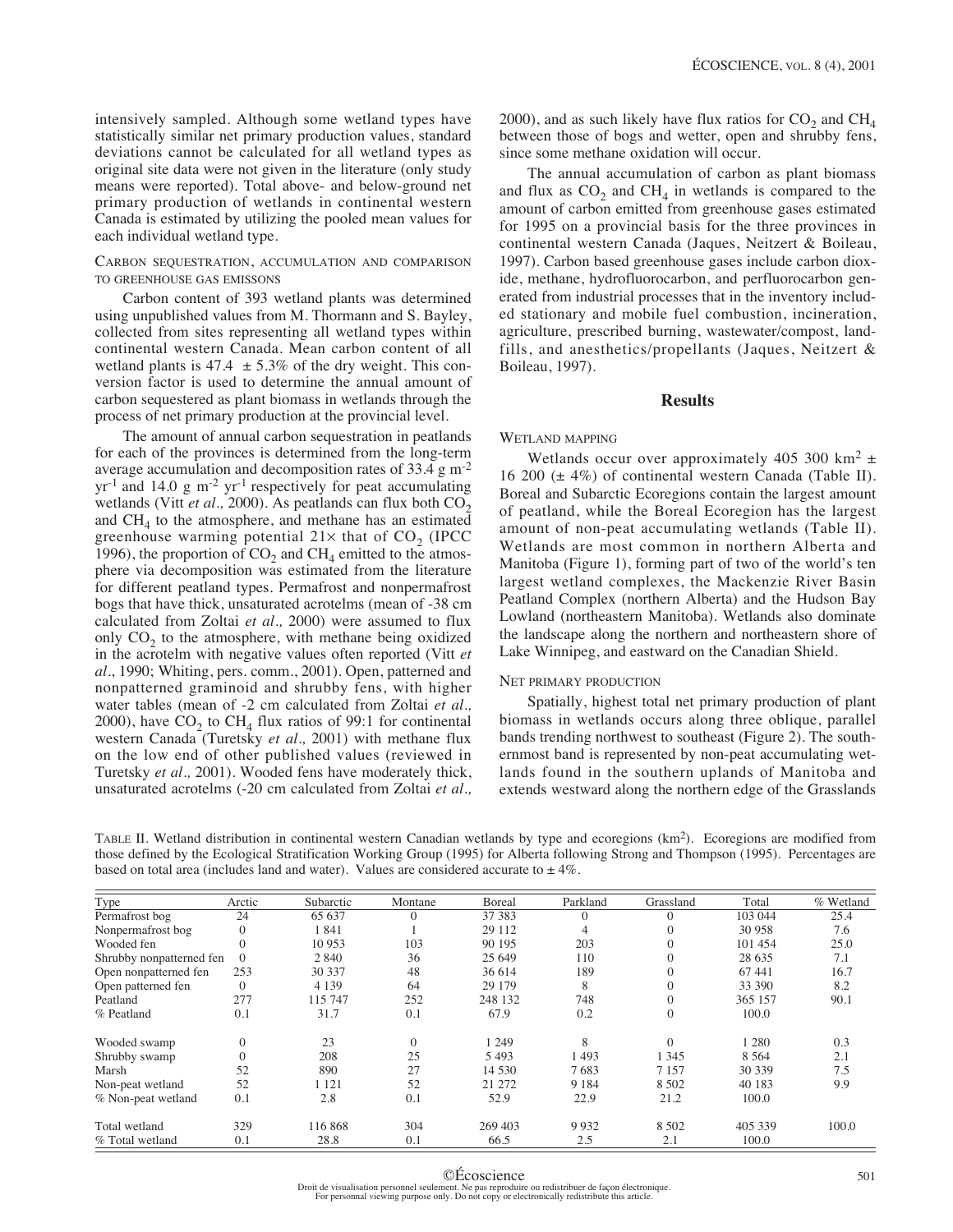intensively sampled. Although some wetland types have statistically similar net primary production values, standard deviations cannot be calculated for all wetland types as original site data were not given in the literature (only study means were reported). Total above- and below-ground net primary production of wetlands in continental western Canada is estimated by utilizing the pooled mean values for each individual wetland type.

### Carbon sequestration, accumulation and comparison to greenhouse gas emissons

Carbon content of 393 wetland plants was determined using unpublished values from M. Thormann and S. Bayley, collected from sites representing all wetland types within continental western Canada. Mean carbon content of all wetland plants is 47.4 ± 5.3% of the dry weight. This conversion factor is used to determine the annual amount of carbon sequestered as plant biomass in wetlands through the process of net primary production at the provincial level.

The amount of annual carbon sequestration in peatlands for each of the provinces is determined from the long-term average accumulation and decomposition rates of 33.4 g m$^{-2}$ yr$^{-1}$ and 14.0 g m$^{-2}$ yr$^{-1}$ respectively for peat accumulating wetlands (Vitt *et al.,* 2000). As peatlands can flux both $CO_2$ and $CH_4$ to the atmosphere, and methane has an estimated greenhouse warming potential 21× that of $CO_2$ (IPCC 1996), the proportion of $CO_2$ and $CH_4$ emitted to the atmosphere via decomposition was estimated from the literature for different peatland types. Permafrost and nonpermafrost bogs that have thick, unsaturated acrotelms (mean of -38 cm calculated from Zoltai *et al.,* 2000) were assumed to flux only $CO_2$ to the atmosphere, with methane being oxidized in the acrotelm with negative values often reported (Vitt *et al*., 1990; Whiting, pers. comm., 2001). Open, patterned and nonpatterned graminoid and shrubby fens, with higher water tables (mean of -2 cm calculated from Zoltai *et al.,* 2000), have $CO_2$ to $CH_4$ flux ratios of 99:1 for continental western Canada (Turetsky *et al.,* 2001) with methane flux on the low end of other published values (reviewed in Turetsky *et al.,* 2001). Wooded fens have moderately thick, unsaturated acrotelms (-20 cm calculated from Zoltai *et al.,* 2000), and as such likely have flux ratios for $CO_2$ and $CH_4$ between those of bogs and wetter, open and shrubby fens, since some methane oxidation will occur.

The annual accumulation of carbon as plant biomass and flux as $CO_2$ and $CH_4$ in wetlands is compared to the amount of carbon emitted from greenhouse gases estimated for 1995 on a provincial basis for the three provinces in continental western Canada (Jaques, Neitzert & Boileau, 1997). Carbon based greenhouse gases include carbon dioxide, methane, hydrofluorocarbon, and perfluorocarbon generated from industrial processes that in the inventory included stationary and mobile fuel combustion, incineration, agriculture, prescribed burning, wastewater/compost, landfills, and anesthetics/propellants (Jaques, Neitzert & Boileau, 1997).

## Results

### Wetland mapping

Wetlands occur over approximately 405 300 km$^2$ ± 16 200 (± 4%) of continental western Canada (Table II). Boreal and Subarctic Ecoregions contain the largest amount of peatland, while the Boreal Ecoregion has the largest amount of non-peat accumulating wetlands (Table II). Wetlands are most common in northern Alberta and Manitoba (Figure 1), forming part of two of the world's ten largest wetland complexes, the Mackenzie River Basin Peatland Complex (northern Alberta) and the Hudson Bay Lowland (northeastern Manitoba). Wetlands also dominate the landscape along the northern and northeastern shore of Lake Winnipeg, and eastward on the Canadian Shield.

### Net primary production

Spatially, highest total net primary production of plant biomass in wetlands occurs along three oblique, parallel bands trending northwest to southeast (Figure 2). The southernmost band is represented by non-peat accumulating wetlands found in the southern uplands of Manitoba and extends westward along the northern edge of the Grasslands

TABLE II. Wetland distribution in continental western Canadian wetlands by type and ecoregions (km$^2$). Ecoregions are modified from those defined by the Ecological Stratification Working Group (1995) for Alberta following Strong and Thompson (1995). Percentages are based on total area (includes land and water). Values are considered accurate to ± 4%.

| Type | Arctic | Subarctic | Montane | Boreal | Parkland | Grassland | Total | % Wetland |
|---|---|---|---|---|---|---|---|---|
| Permafrost bog | 24 | 65 637 | 0 | 37 383 | 0 | 0 | 103 044 | 25.4 |
| Nonpermafrost bog | 0 | 1 841 | 1 | 29 112 | 4 | 0 | 30 958 | 7.6 |
| Wooded fen | 0 | 10 953 | 103 | 90 195 | 203 | 0 | 101 454 | 25.0 |
| Shrubby nonpatterned fen | 0 | 2 840 | 36 | 25 649 | 110 | 0 | 28 635 | 7.1 |
| Open nonpatterned fen | 253 | 30 337 | 48 | 36 614 | 189 | 0 | 67 441 | 16.7 |
| Open patterned fen | 0 | 4 139 | 64 | 29 179 | 8 | 0 | 33 390 | 8.2 |
| Peatland | 277 | 115 747 | 252 | 248 132 | 748 | 0 | 365 157 | 90.1 |
| % Peatland | 0.1 | 31.7 | 0.1 | 67.9 | 0.2 | 0 | 100.0 | |
| Wooded swamp | 0 | 23 | 0 | 1 249 | 8 | 0 | 1 280 | 0.3 |
| Shrubby swamp | 0 | 208 | 25 | 5 493 | 1 493 | 1 345 | 8 564 | 2.1 |
| Marsh | 52 | 890 | 27 | 14 530 | 7 683 | 7 157 | 30 339 | 7.5 |
| Non-peat wetland | 52 | 1 121 | 52 | 21 272 | 9 184 | 8 502 | 40 183 | 9.9 |
| % Non-peat wetland | 0.1 | 2.8 | 0.1 | 52.9 | 22.9 | 21.2 | 100.0 | |
| Total wetland | 329 | 116 868 | 304 | 269 403 | 9 932 | 8 502 | 405 339 | 100.0 |
| % Total wetland | 0.1 | 28.8 | 0.1 | 66.5 | 2.5 | 2.1 | 100.0 | |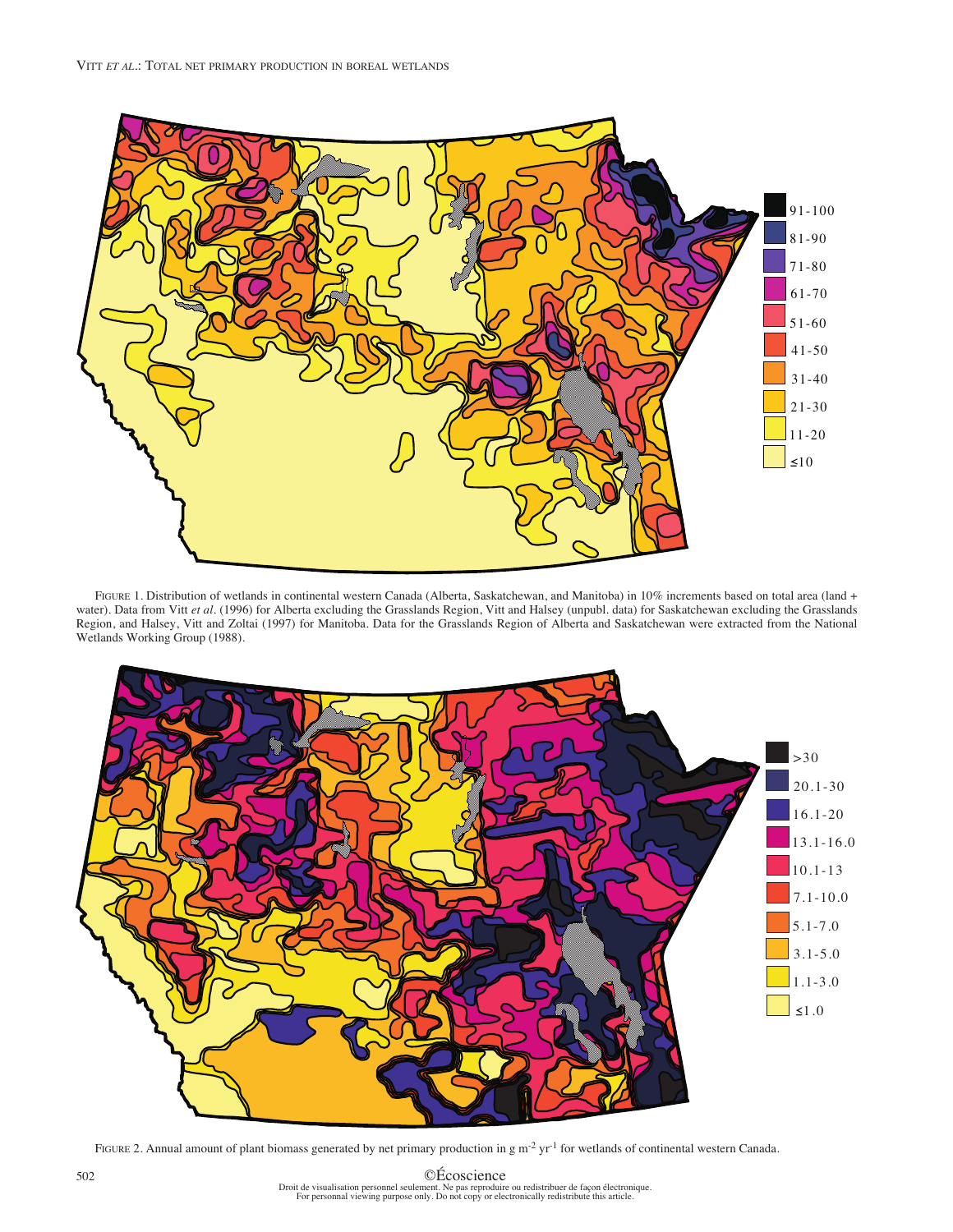FIGURE 1. Distribution of wetlands in continental western Canada (Alberta, Saskatchewan, and Manitoba) in 10% increments based on total area (land + water). Data from Vitt *et al*. (1996) for Alberta excluding the Grasslands Region, Vitt and Halsey (unpubl. data) for Saskatchewan excluding the Grasslands Region, and Halsey, Vitt and Zoltai (1997) for Manitoba. Data for the Grasslands Region of Alberta and Saskatchewan were extracted from the National Wetlands Working Group (1988).

FIGURE 2. Annual amount of plant biomass generated by net primary production in g $m^{-2}$ $yr^{-1}$ for wetlands of continental western Canada.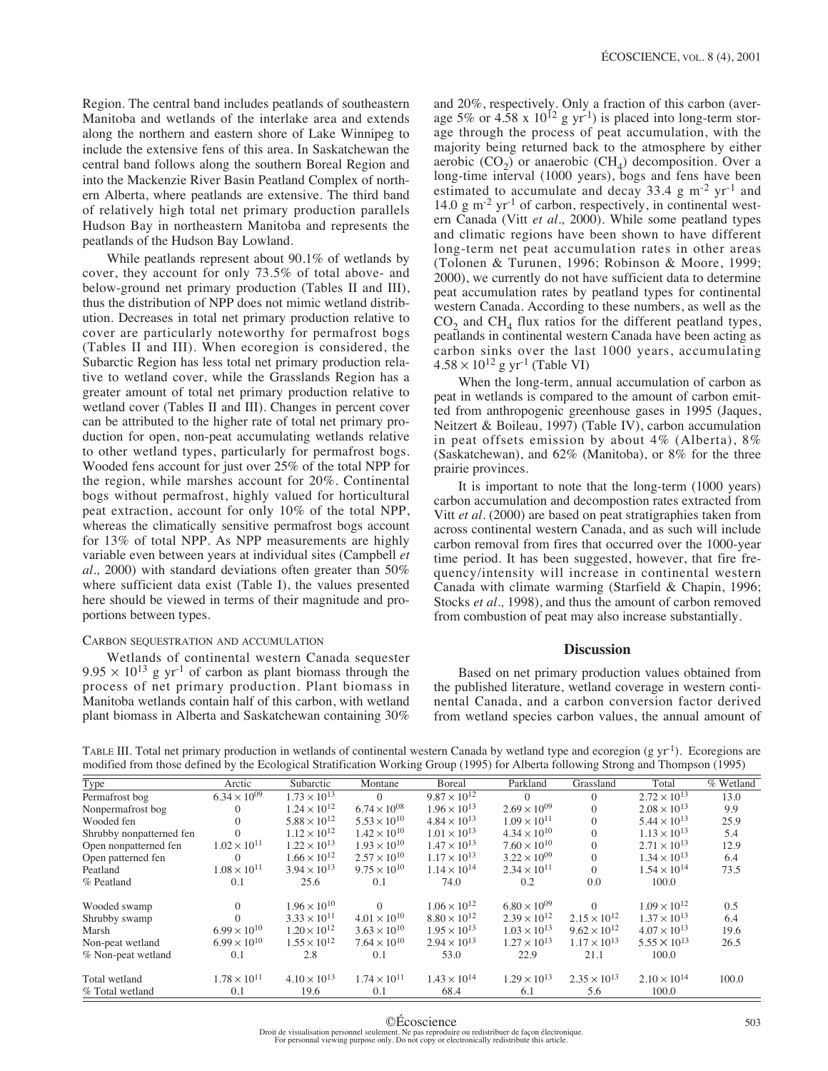Region. The central band includes peatlands of southeastern Manitoba and wetlands of the interlake area and extends along the northern and eastern shore of Lake Winnipeg to include the extensive fens of this area. In Saskatchewan the central band follows along the southern Boreal Region and into the Mackenzie River Basin Peatland Complex of northern Alberta, where peatlands are extensive. The third band of relatively high total net primary production parallels Hudson Bay in northeastern Manitoba and represents the peatlands of the Hudson Bay Lowland.

While peatlands represent about 90.1% of wetlands by cover, they account for only 73.5% of total above- and below-ground net primary production (Tables II and III), thus the distribution of NPP does not mimic wetland distribution. Decreases in total net primary production relative to cover are particularly noteworthy for permafrost bogs (Tables II and III). When ecoregion is considered, the Subarctic Region has less total net primary production relative to wetland cover, while the Grasslands Region has a greater amount of total net primary production relative to wetland cover (Tables II and III). Changes in percent cover can be attributed to the higher rate of total net primary production for open, non-peat accumulating wetlands relative to other wetland types, particularly for permafrost bogs. Wooded fens account for just over 25% of the total NPP for the region, while marshes account for 20%. Continental bogs without permafrost, highly valued for horticultural peat extraction, account for only 10% of the total NPP, whereas the climatically sensitive permafrost bogs account for 13% of total NPP. As NPP measurements are highly variable even between years at individual sites (Campbell *et al.,* 2000) with standard deviations often greater than 50% where sufficient data exist (Table I), the values presented here should be viewed in terms of their magnitude and proportions between types.

### CARBON SEQUESTRATION AND ACCUMULATION

Wetlands of continental western Canada sequester $9.95 \times 10^{13}$ g yr$^{-1}$ of carbon as plant biomass through the process of net primary production. Plant biomass in Manitoba wetlands contain half of this carbon, with wetland plant biomass in Alberta and Saskatchewan containing 30% and 20%, respectively. Only a fraction of this carbon (average 5% or $4.58 \times 10^{12}$ g yr$^{-1}$) is placed into long-term storage through the process of peat accumulation, with the majority being returned back to the atmosphere by either aerobic ($CO_2$) or anaerobic ($CH_4$) decomposition. Over a long-time interval (1000 years), bogs and fens have been estimated to accumulate and decay 33.4 g m$^{-2}$ yr$^{-1}$ and 14.0 g m$^{-2}$ yr$^{-1}$ of carbon, respectively, in continental western Canada (Vitt *et al.,* 2000). While some peatland types and climatic regions have been shown to have different long-term net peat accumulation rates in other areas (Tolonen & Turunen, 1996; Robinson & Moore, 1999; 2000), we currently do not have sufficient data to determine peat accumulation rates by peatland types for continental western Canada. According to these numbers, as well as the $CO_2$ and $CH_4$ flux ratios for the different peatland types, peatlands in continental western Canada have been acting as carbon sinks over the last 1000 years, accumulating $4.58 \times 10^{12}$ g yr$^{-1}$ (Table VI)

When the long-term, annual accumulation of carbon as peat in wetlands is compared to the amount of carbon emitted from anthropogenic greenhouse gases in 1995 (Jaques, Neitzert & Boileau, 1997) (Table IV), carbon accumulation in peat offsets emission by about 4% (Alberta), 8% (Saskatchewan), and 62% (Manitoba), or 8% for the three prairie provinces.

It is important to note that the long-term (1000 years) carbon accumulation and decompostion rates extracted from Vitt *et al*. (2000) are based on peat stratigraphies taken from across continental western Canada, and as such will include carbon removal from fires that occurred over the 1000-year time period. It has been suggested, however, that fire frequency/intensity will increase in continental western Canada with climate warming (Starfield & Chapin, 1996; Stocks *et al.,* 1998), and thus the amount of carbon removed from combustion of peat may also increase substantially.

## Discussion

Based on net primary production values obtained from the published literature, wetland coverage in western continental Canada, and a carbon conversion factor derived from wetland species carbon values, the annual amount of

TABLE III. Total net primary production in wetlands of continental western Canada by wetland type and ecoregion (g yr$^{-1}$). Ecoregions are modified from those defined by the Ecological Stratification Working Group (1995) for Alberta following Strong and Thompson (1995)

| Type | Arctic | Subarctic | Montane | Boreal | Parkland | Grassland | Total | % Wetland |
|---|---|---|---|---|---|---|---|---|
| Permafrost bog | $6.34 \times 10^{09}$ | $1.73 \times 10^{13}$ | 0 | $9.87 \times 10^{12}$ | 0 | 0 | $2.72 \times 10^{13}$ | 13.0 |
| Nonpermafrost bog | 0 | $1.24 \times 10^{12}$ | $6.74 \times 10^{08}$ | $1.96 \times 10^{13}$ | $2.69 \times 10^{09}$ | 0 | $2.08 \times 10^{13}$ | 9.9 |
| Wooded fen | 0 | $5.88 \times 10^{12}$ | $5.53 \times 10^{10}$ | $4.84 \times 10^{13}$ | $1.09 \times 10^{11}$ | 0 | $5.44 \times 10^{13}$ | 25.9 |
| Shrubby nonpatterned fen | 0 | $1.12 \times 10^{12}$ | $1.42 \times 10^{10}$ | $1.01 \times 10^{13}$ | $4.34 \times 10^{10}$ | 0 | $1.13 \times 10^{13}$ | 5.4 |
| Open nonpatterned fen | $1.02 \times 10^{11}$ | $1.22 \times 10^{13}$ | $1.93 \times 10^{10}$ | $1.47 \times 10^{13}$ | $7.60 \times 10^{10}$ | 0 | $2.71 \times 10^{13}$ | 12.9 |
| Open patterned fen | 0 | $1.66 \times 10^{12}$ | $2.57 \times 10^{10}$ | $1.17 \times 10^{13}$ | $3.22 \times 10^{09}$ | 0 | $1.34 \times 10^{13}$ | 6.4 |
| Peatland | $1.08 \times 10^{11}$ | $3.94 \times 10^{13}$ | $9.75 \times 10^{10}$ | $1.14 \times 10^{14}$ | $2.34 \times 10^{11}$ | 0 | $1.54 \times 10^{14}$ | 73.5 |
| % Peatland | 0.1 | 25.6 | 0.1 | 74.0 | 0.2 | 0.0 | 100.0 | |
| Wooded swamp | 0 | $1.96 \times 10^{10}$ | 0 | $1.06 \times 10^{12}$ | $6.80 \times 10^{09}$ | 0 | $1.09 \times 10^{12}$ | 0.5 |
| Shrubby swamp | 0 | $3.33 \times 10^{11}$ | $4.01 \times 10^{10}$ | $8.80 \times 10^{12}$ | $2.39 \times 10^{12}$ | $2.15 \times 10^{12}$ | $1.37 \times 10^{13}$ | 6.4 |
| Marsh | $6.99 \times 10^{10}$ | $1.20 \times 10^{12}$ | $3.63 \times 10^{10}$ | $1.95 \times 10^{13}$ | $1.03 \times 10^{13}$ | $9.62 \times 10^{12}$ | $4.07 \times 10^{13}$ | 19.6 |
| Non-peat wetland | $6.99 \times 10^{10}$ | $1.55 \times 10^{12}$ | $7.64 \times 10^{10}$ | $2.94 \times 10^{13}$ | $1.27 \times 10^{13}$ | $1.17 \times 10^{13}$ | $5.55 \times 10^{13}$ | 26.5 |
| % Non-peat wetland | 0.1 | 2.8 | 0.1 | 53.0 | 22.9 | 21.1 | 100.0 | |
| Total wetland | $1.78 \times 10^{11}$ | $4.10 \times 10^{13}$ | $1.74 \times 10^{11}$ | $1.43 \times 10^{14}$ | $1.29 \times 10^{13}$ | $2.35 \times 10^{13}$ | $2.10 \times 10^{14}$ | 100.0 |
| % Total wetland | 0.1 | 19.6 | 0.1 | 68.4 | 6.1 | 5.6 | 100.0 | |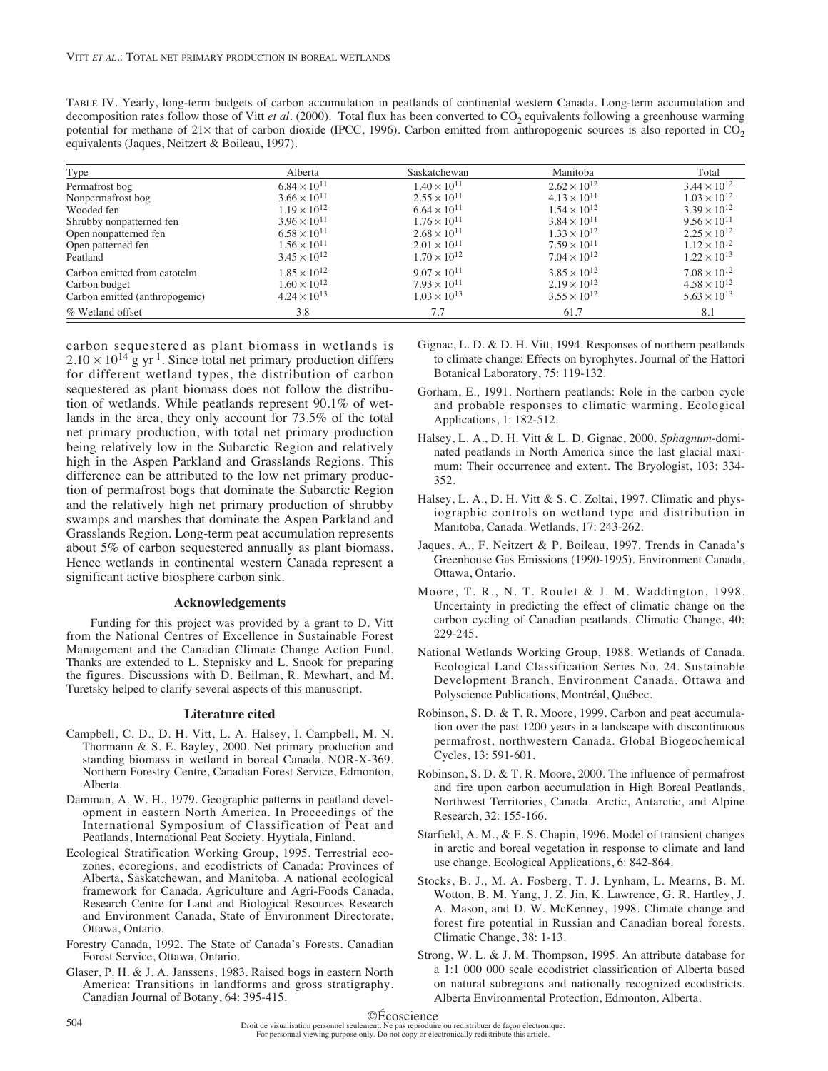TABLE IV. Yearly, long-term budgets of carbon accumulation in peatlands of continental western Canada. Long-term accumulation and decomposition rates follow those of Vitt *et al*. (2000). Total flux has been converted to $CO_2$ equivalents following a greenhouse warming potential for methane of 21× that of carbon dioxide (IPCC, 1996). Carbon emitted from anthropogenic sources is also reported in $CO_2$ equivalents (Jaques, Neitzert & Boileau, 1997).

| Type | Alberta | Saskatchewan | Manitoba | Total |
|---|---|---|---|---|
| Permafrost bog | $6.84 \times 10^{11}$ | $1.40 \times 10^{11}$ | $2.62 \times 10^{12}$ | $3.44 \times 10^{12}$ |
| Nonpermafrost bog | $3.66 \times 10^{11}$ | $2.55 \times 10^{11}$ | $4.13 \times 10^{11}$ | $1.03 \times 10^{12}$ |
| Wooded fen | $1.19 \times 10^{12}$ | $6.64 \times 10^{11}$ | $1.54 \times 10^{12}$ | $3.39 \times 10^{12}$ |
| Shrubby nonpatterned fen | $3.96 \times 10^{11}$ | $1.76 \times 10^{11}$ | $3.84 \times 10^{11}$ | $9.56 \times 10^{11}$ |
| Open nonpatterned fen | $6.58 \times 10^{11}$ | $2.68 \times 10^{11}$ | $1.33 \times 10^{12}$ | $2.25 \times 10^{12}$ |
| Open patterned fen | $1.56 \times 10^{11}$ | $2.01 \times 10^{11}$ | $7.59 \times 10^{11}$ | $1.12 \times 10^{12}$ |
| Peatland | $3.45 \times 10^{12}$ | $1.70 \times 10^{12}$ | $7.04 \times 10^{12}$ | $1.22 \times 10^{13}$ |
| Carbon emitted from catotelm | $1.85 \times 10^{12}$ | $9.07 \times 10^{11}$ | $3.85 \times 10^{12}$ | $7.08 \times 10^{12}$ |
| Carbon budget | $1.60 \times 10^{12}$ | $7.93 \times 10^{11}$ | $2.19 \times 10^{12}$ | $4.58 \times 10^{12}$ |
| Carbon emitted (anthropogenic) | $4.24 \times 10^{13}$ | $1.03 \times 10^{13}$ | $3.55 \times 10^{12}$ | $5.63 \times 10^{13}$ |
| % Wetland offset | 3.8 | 7.7 | 61.7 | 8.1 |

carbon sequestered as plant biomass in wetlands is $2.10 \times 10^{14}$ g yr$^{-1}$. Since total net primary production differs for different wetland types, the distribution of carbon sequestered as plant biomass does not follow the distribution of wetlands. While peatlands represent 90.1% of wetlands in the area, they only account for 73.5% of the total net primary production, with total net primary production being relatively low in the Subarctic Region and relatively high in the Aspen Parkland and Grasslands Regions. This difference can be attributed to the low net primary production of permafrost bogs that dominate the Subarctic Region and the relatively high net primary production of shrubby swamps and marshes that dominate the Aspen Parkland and Grasslands Region. Long-term peat accumulation represents about 5% of carbon sequestered annually as plant biomass. Hence wetlands in continental western Canada represent a significant active biosphere carbon sink.

## Acknowledgements

Funding for this project was provided by a grant to D. Vitt from the National Centres of Excellence in Sustainable Forest Management and the Canadian Climate Change Action Fund. Thanks are extended to L. Stepnisky and L. Snook for preparing the figures. Discussions with D. Beilman, R. Mewhart, and M. Turetsky helped to clarify several aspects of this manuscript.

## Literature cited

Campbell, C. D., D. H. Vitt, L. A. Halsey, I. Campbell, M. N. Thormann & S. E. Bayley, 2000. Net primary production and standing biomass in wetland in boreal Canada. NOR-X-369. Northern Forestry Centre, Canadian Forest Service, Edmonton, Alberta.

Damman, A. W. H., 1979. Geographic patterns in peatland development in eastern North America. In Proceedings of the International Symposium of Classification of Peat and Peatlands, International Peat Society. Hyytiala, Finland.

Ecological Stratification Working Group, 1995. Terrestrial ecozones, ecoregions, and ecodistricts of Canada: Provinces of Alberta, Saskatchewan, and Manitoba. A national ecological framework for Canada. Agriculture and Agri-Foods Canada, Research Centre for Land and Biological Resources Research and Environment Canada, State of Environment Directorate, Ottawa, Ontario.

Forestry Canada, 1992. The State of Canada's Forests. Canadian Forest Service, Ottawa, Ontario.

Glaser, P. H. & J. A. Janssens, 1983. Raised bogs in eastern North America: Transitions in landforms and gross stratigraphy. Canadian Journal of Botany, 64: 395-415.

Gignac, L. D. & D. H. Vitt, 1994. Responses of northern peatlands to climate change: Effects on byrophytes. Journal of the Hattori Botanical Laboratory, 75: 119-132.

Gorham, E., 1991. Northern peatlands: Role in the carbon cycle and probable responses to climatic warming. Ecological Applications, 1: 182-512.

Halsey, L. A., D. H. Vitt & L. D. Gignac, 2000. *Sphagnum*-dominated peatlands in North America since the last glacial maximum: Their occurrence and extent. The Bryologist, 103: 334-352.

Halsey, L. A., D. H. Vitt & S. C. Zoltai, 1997. Climatic and physiographic controls on wetland type and distribution in Manitoba, Canada. Wetlands, 17: 243-262.

Jaques, A., F. Neitzert & P. Boileau, 1997. Trends in Canada's Greenhouse Gas Emissions (1990-1995). Environment Canada, Ottawa, Ontario.

Moore, T. R., N. T. Roulet & J. M. Waddington, 1998. Uncertainty in predicting the effect of climatic change on the carbon cycling of Canadian peatlands. Climatic Change, 40: 229-245.

National Wetlands Working Group, 1988. Wetlands of Canada. Ecological Land Classification Series No. 24. Sustainable Development Branch, Environment Canada, Ottawa and Polyscience Publications, Montréal, Québec.

Robinson, S. D. & T. R. Moore, 1999. Carbon and peat accumulation over the past 1200 years in a landscape with discontinuous permafrost, northwestern Canada. Global Biogeochemical Cycles, 13: 591-601.

Robinson, S. D. & T. R. Moore, 2000. The influence of permafrost and fire upon carbon accumulation in High Boreal Peatlands, Northwest Territories, Canada. Arctic, Antarctic, and Alpine Research, 32: 155-166.

Starfield, A. M., & F. S. Chapin, 1996. Model of transient changes in arctic and boreal vegetation in response to climate and land use change. Ecological Applications, 6: 842-864.

Stocks, B. J., M. A. Fosberg, T. J. Lynham, L. Mearns, B. M. Wotton, B. M. Yang, J. Z. Jin, K. Lawrence, G. R. Hartley, J. A. Mason, and D. W. McKenney, 1998. Climate change and forest fire potential in Russian and Canadian boreal forests. Climatic Change, 38: 1-13.

Strong, W. L. & J. M. Thompson, 1995. An attribute database for a 1:1 000 000 scale ecodistrict classification of Alberta based on natural subregions and nationally recognized ecodistricts. Alberta Environmental Protection, Edmonton, Alberta.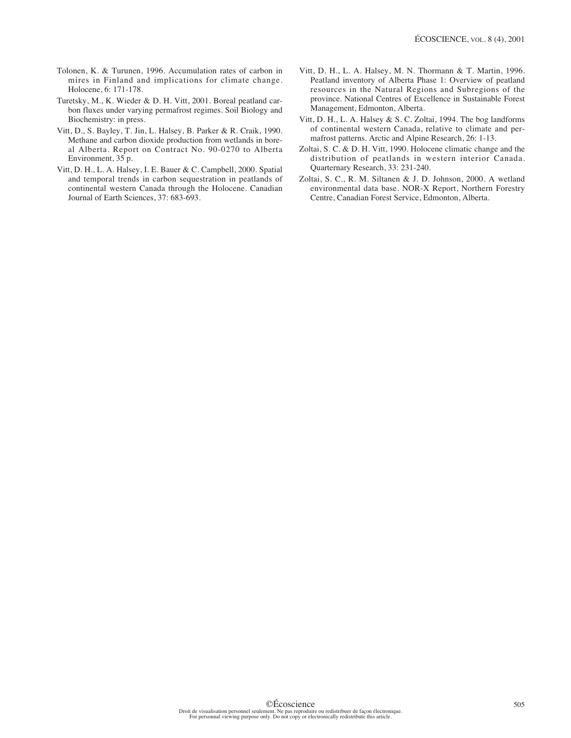Tolonen, K. & Turunen, 1996. Accumulation rates of carbon in mires in Finland and implications for climate change. Holocene, 6: 171-178.

Turetsky, M., K. Wieder & D. H. Vitt, 2001. Boreal peatland carbon fluxes under varying permafrost regimes. Soil Biology and Biochemistry: in press.

Vitt, D., S. Bayley, T. Jin, L. Halsey, B. Parker & R. Craik, 1990. Methane and carbon dioxide production from wetlands in boreal Alberta. Report on Contract No. 90-0270 to Alberta Environment, 35 p.

Vitt, D. H., L. A. Halsey, I. E. Bauer & C. Campbell, 2000. Spatial and temporal trends in carbon sequestration in peatlands of continental western Canada through the Holocene. Canadian Journal of Earth Sciences, 37: 683-693.

Vitt, D. H., L. A. Halsey, M. N. Thormann & T. Martin, 1996. Peatland inventory of Alberta Phase 1: Overview of peatland resources in the Natural Regions and Subregions of the province. National Centres of Excellence in Sustainable Forest Management, Edmonton, Alberta.

Vitt, D. H., L. A. Halsey & S. C. Zoltai, 1994. The bog landforms of continental western Canada, relative to climate and permafrost patterns. Arctic and Alpine Research, 26: 1-13.

Zoltai, S. C. & D. H. Vitt, 1990. Holocene climatic change and the distribution of peatlands in western interior Canada. Quarternary Research, 33: 231-240.

Zoltai, S. C., R. M. Siltanen & J. D. Johnson, 2000. A wetland environmental data base. NOR-X Report, Northern Forestry Centre, Canadian Forest Service, Edmonton, Alberta.